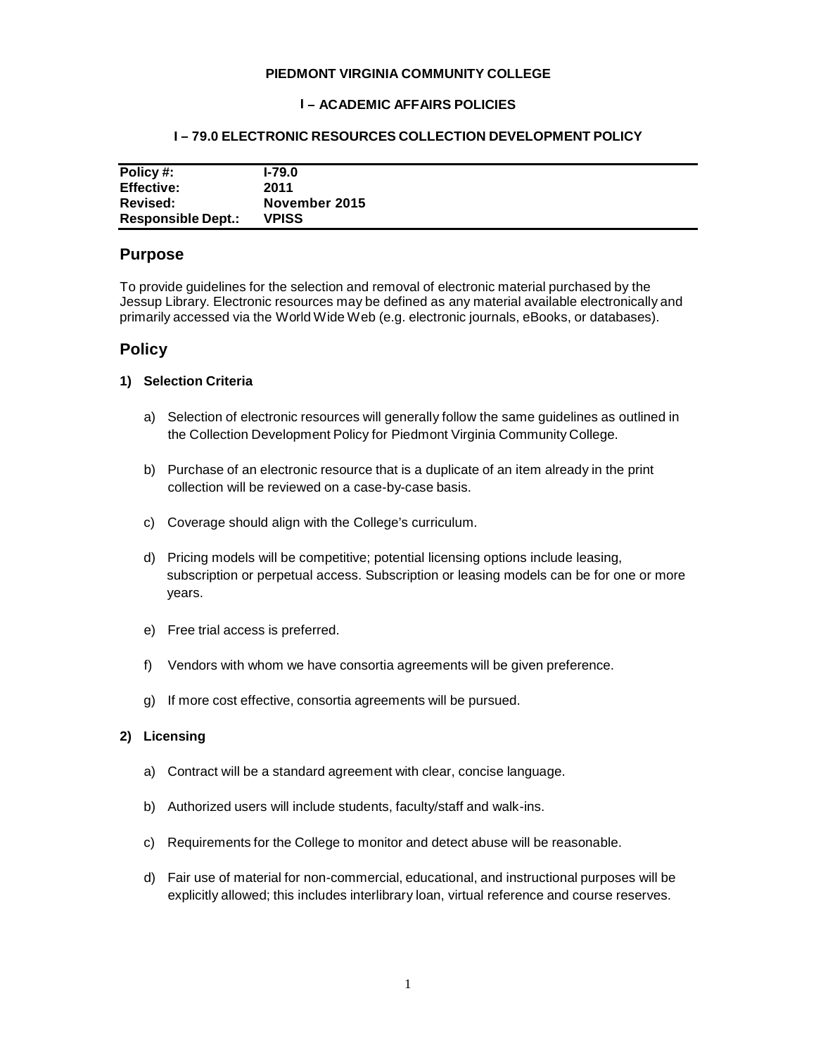**PIEDMONT VIRGINIA COMMUNITY COLLEGE**

**I – ACADEMIC AFFAIRS POLICIES**

**I – 79.0 ELECTRONIC RESOURCES COLLECTION DEVELOPMENT POLICY**

| | |
|---|---|
| **Policy #:** | **I-79.0** |
| **Effective:** | **2011** |
| **Revised:** | **November 2015** |
| **Responsible Dept.:** | **VPISS** |

## Purpose

To provide guidelines for the selection and removal of electronic material purchased by the Jessup Library. Electronic resources may be defined as any material available electronically and primarily accessed via the World Wide Web (e.g. electronic journals, eBooks, or databases).

## Policy

### 1) Selection Criteria

a) Selection of electronic resources will generally follow the same guidelines as outlined in the Collection Development Policy for Piedmont Virginia Community College.

b) Purchase of an electronic resource that is a duplicate of an item already in the print collection will be reviewed on a case-by-case basis.

c) Coverage should align with the College's curriculum.

d) Pricing models will be competitive; potential licensing options include leasing, subscription or perpetual access. Subscription or leasing models can be for one or more years.

e) Free trial access is preferred.

f) Vendors with whom we have consortia agreements will be given preference.

g) If more cost effective, consortia agreements will be pursued.

### 2) Licensing

a) Contract will be a standard agreement with clear, concise language.

b) Authorized users will include students, faculty/staff and walk-ins.

c) Requirements for the College to monitor and detect abuse will be reasonable.

d) Fair use of material for non-commercial, educational, and instructional purposes will be explicitly allowed; this includes interlibrary loan, virtual reference and course reserves.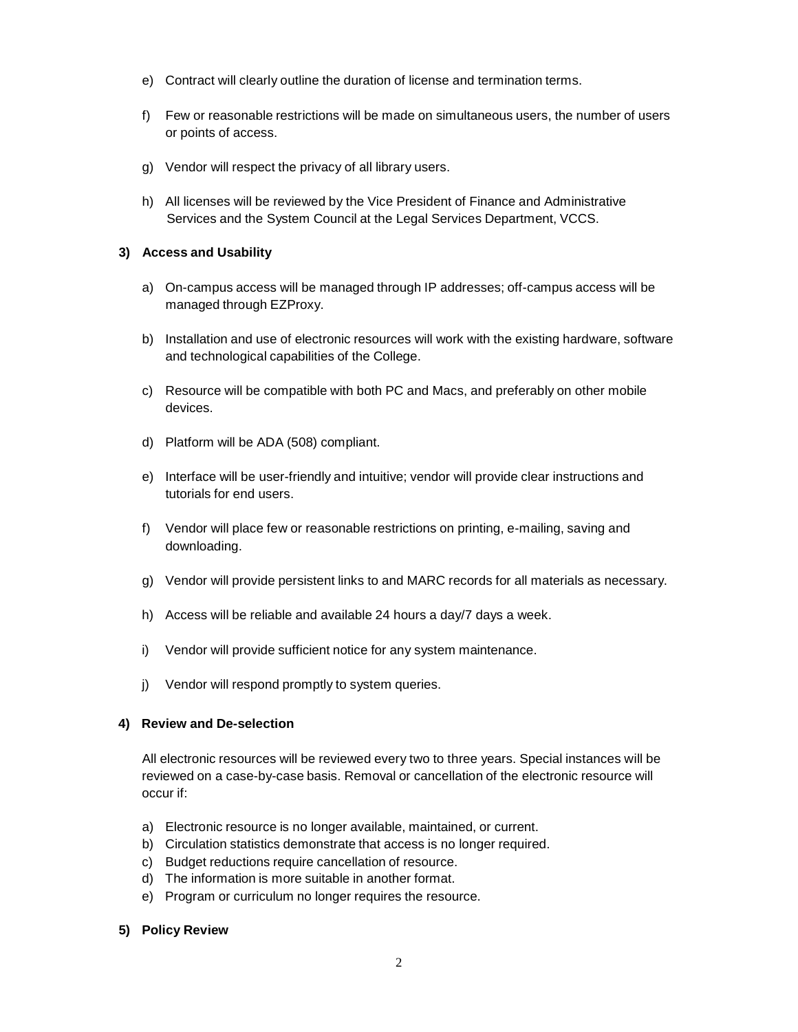e) Contract will clearly outline the duration of license and termination terms.

f) Few or reasonable restrictions will be made on simultaneous users, the number of users or points of access.

g) Vendor will respect the privacy of all library users.

h) All licenses will be reviewed by the Vice President of Finance and Administrative Services and the System Council at the Legal Services Department, VCCS.

**3) Access and Usability**

a) On-campus access will be managed through IP addresses; off-campus access will be managed through EZProxy.

b) Installation and use of electronic resources will work with the existing hardware, software and technological capabilities of the College.

c) Resource will be compatible with both PC and Macs, and preferably on other mobile devices.

d) Platform will be ADA (508) compliant.

e) Interface will be user-friendly and intuitive; vendor will provide clear instructions and tutorials for end users.

f) Vendor will place few or reasonable restrictions on printing, e-mailing, saving and downloading.

g) Vendor will provide persistent links to and MARC records for all materials as necessary.

h) Access will be reliable and available 24 hours a day/7 days a week.

i) Vendor will provide sufficient notice for any system maintenance.

j) Vendor will respond promptly to system queries.

**4) Review and De-selection**

All electronic resources will be reviewed every two to three years. Special instances will be reviewed on a case-by-case basis. Removal or cancellation of the electronic resource will occur if:

a) Electronic resource is no longer available, maintained, or current.
b) Circulation statistics demonstrate that access is no longer required.
c) Budget reductions require cancellation of resource.
d) The information is more suitable in another format.
e) Program or curriculum no longer requires the resource.

**5) Policy Review**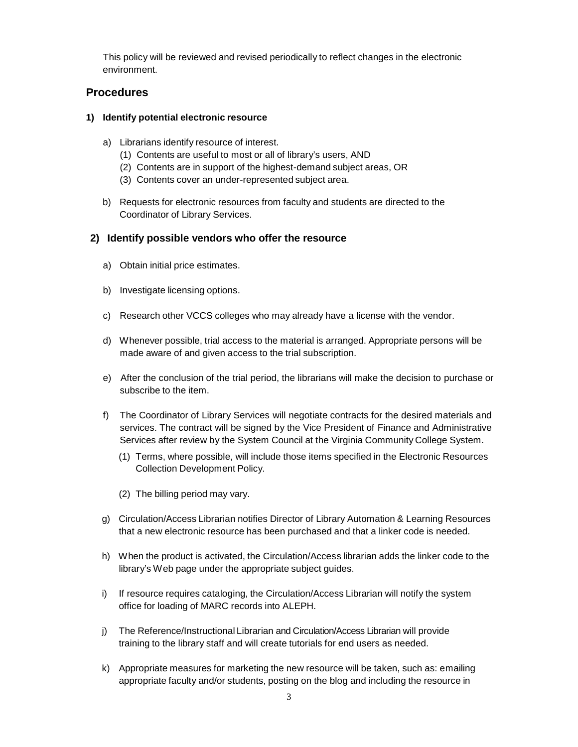This policy will be reviewed and revised periodically to reflect changes in the electronic environment.

## Procedures

### 1) Identify potential electronic resource

a) Librarians identify resource of interest.
   (1) Contents are useful to most or all of library's users, AND
   (2) Contents are in support of the highest-demand subject areas, OR
   (3) Contents cover an under-represented subject area.

b) Requests for electronic resources from faculty and students are directed to the Coordinator of Library Services.

### 2) Identify possible vendors who offer the resource

a) Obtain initial price estimates.

b) Investigate licensing options.

c) Research other VCCS colleges who may already have a license with the vendor.

d) Whenever possible, trial access to the material is arranged. Appropriate persons will be made aware of and given access to the trial subscription.

e) After the conclusion of the trial period, the librarians will make the decision to purchase or subscribe to the item.

f) The Coordinator of Library Services will negotiate contracts for the desired materials and services. The contract will be signed by the Vice President of Finance and Administrative Services after review by the System Council at the Virginia Community College System.

   (1) Terms, where possible, will include those items specified in the Electronic Resources Collection Development Policy.

   (2) The billing period may vary.

g) Circulation/Access Librarian notifies Director of Library Automation & Learning Resources that a new electronic resource has been purchased and that a linker code is needed.

h) When the product is activated, the Circulation/Access librarian adds the linker code to the library's Web page under the appropriate subject guides.

i) If resource requires cataloging, the Circulation/Access Librarian will notify the system office for loading of MARC records into ALEPH.

j) The Reference/Instructional Librarian and Circulation/Access Librarian will provide training to the library staff and will create tutorials for end users as needed.

k) Appropriate measures for marketing the new resource will be taken, such as: emailing appropriate faculty and/or students, posting on the blog and including the resource in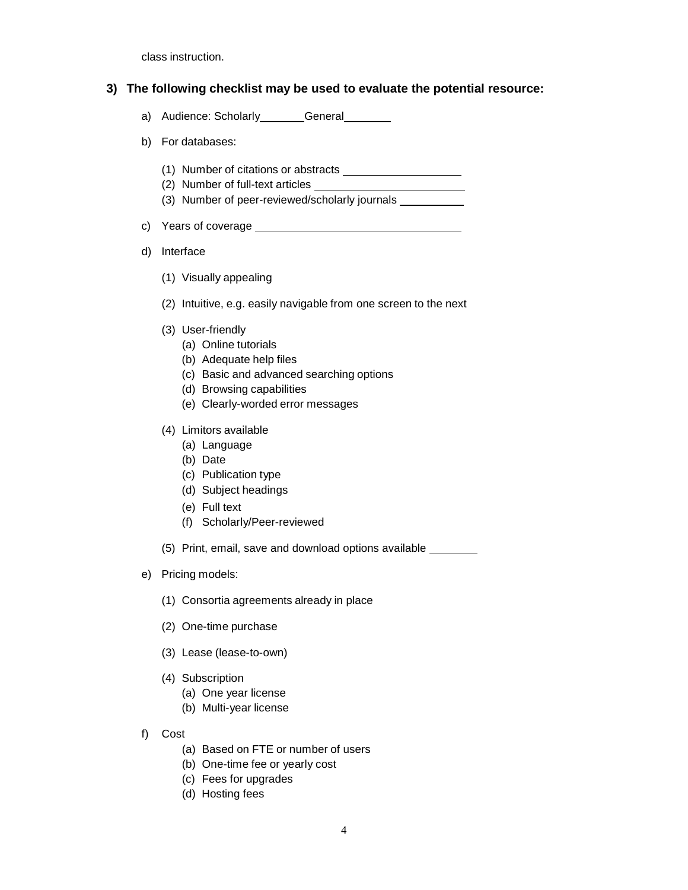class instruction.

**3) The following checklist may be used to evaluate the potential resource:**

a) Audience: Scholarly_______ General_______

b) For databases:

   (1) Number of citations or abstracts ___________________
   (2) Number of full-text articles ________________________
   (3) Number of peer-reviewed/scholarly journals __________

c) Years of coverage ________________________________

d) Interface

   (1) Visually appealing

   (2) Intuitive, e.g. easily navigable from one screen to the next

   (3) User-friendly
      (a) Online tutorials
      (b) Adequate help files
      (c) Basic and advanced searching options
      (d) Browsing capabilities
      (e) Clearly-worded error messages

   (4) Limitors available
      (a) Language
      (b) Date
      (c) Publication type
      (d) Subject headings
      (e) Full text
      (f) Scholarly/Peer-reviewed

   (5) Print, email, save and download options available ________

e) Pricing models:

   (1) Consortia agreements already in place

   (2) One-time purchase

   (3) Lease (lease-to-own)

   (4) Subscription
      (a) One year license
      (b) Multi-year license

f) Cost
      (a) Based on FTE or number of users
      (b) One-time fee or yearly cost
      (c) Fees for upgrades
      (d) Hosting fees